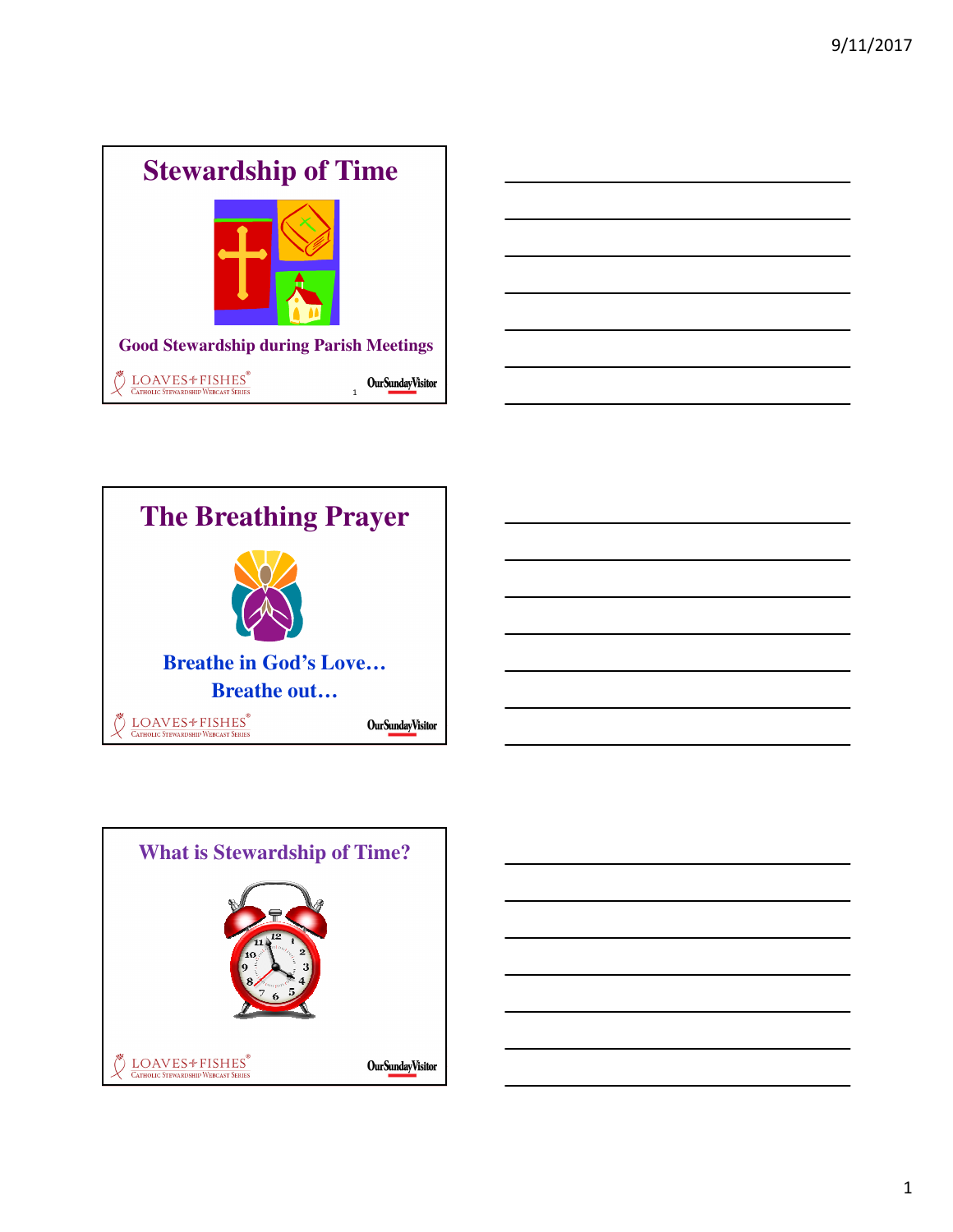## Stewardship of Time

Good Stewardship during Parish Meetings

LOAVES+FISHES®
CATHOLIC STEWARDSHIP WEBCAST SERIES

OurSundayVisitor

## The Breathing Prayer

Breathe in God's Love…
Breathe out…

LOAVES+FISHES®
CATHOLIC STEWARDSHIP WEBCAST SERIES

OurSundayVisitor

## What is Stewardship of Time?

LOAVES+FISHES®
CATHOLIC STEWARDSHIP WEBCAST SERIES

OurSundayVisitor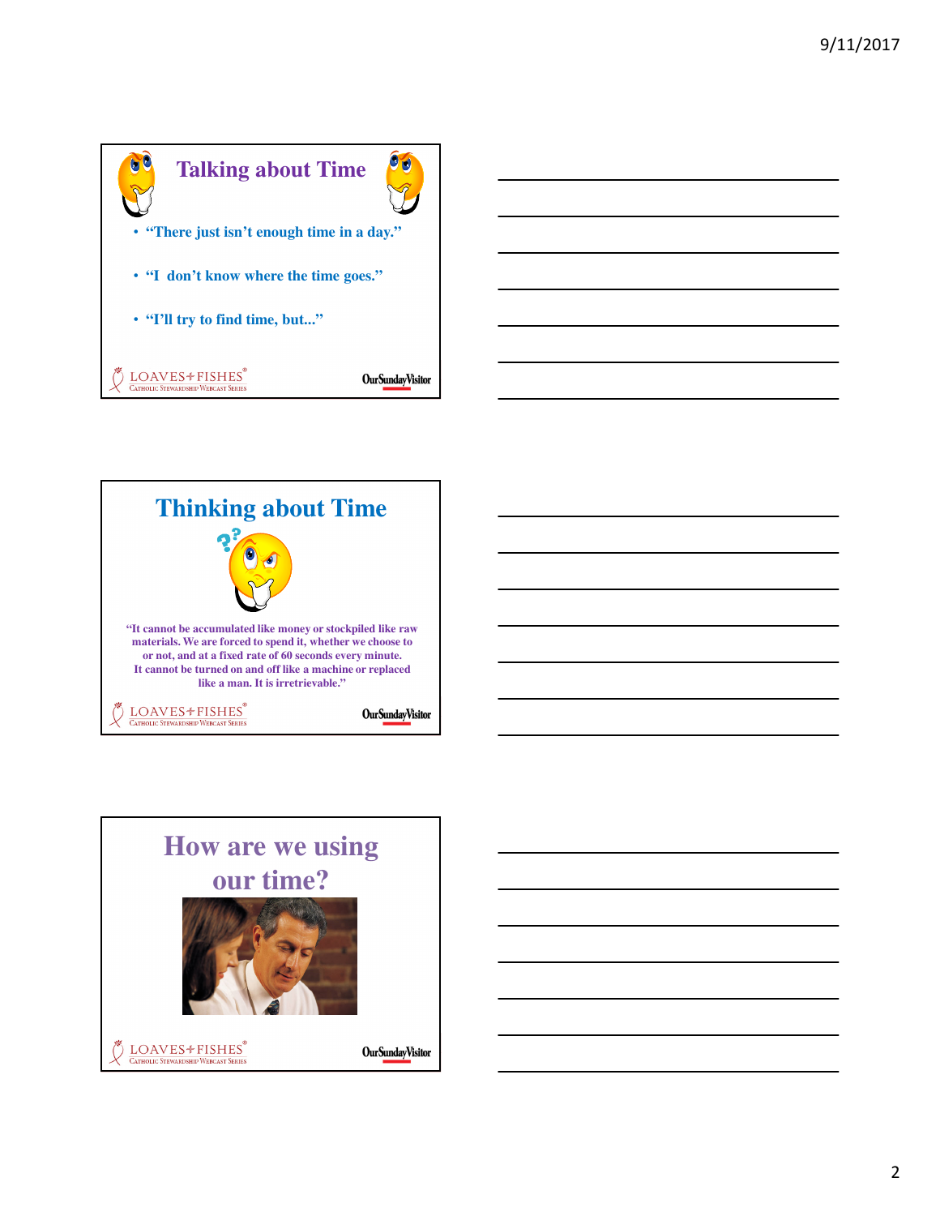## Talking about Time

- "There just isn't enough time in a day."
- "I don't know where the time goes."
- "I'll try to find time, but..."

LOAVES+FISHES® Catholic Stewardship Webcast Series

OurSundayVisitor

## Thinking about Time

"It cannot be accumulated like money or stockpiled like raw materials. We are forced to spend it, whether we choose to or not, and at a fixed rate of 60 seconds every minute. It cannot be turned on and off like a machine or replaced like a man. It is irretrievable."

LOAVES+FISHES® Catholic Stewardship Webcast Series

OurSundayVisitor

## How are we using our time?

LOAVES+FISHES® Catholic Stewardship Webcast Series

OurSundayVisitor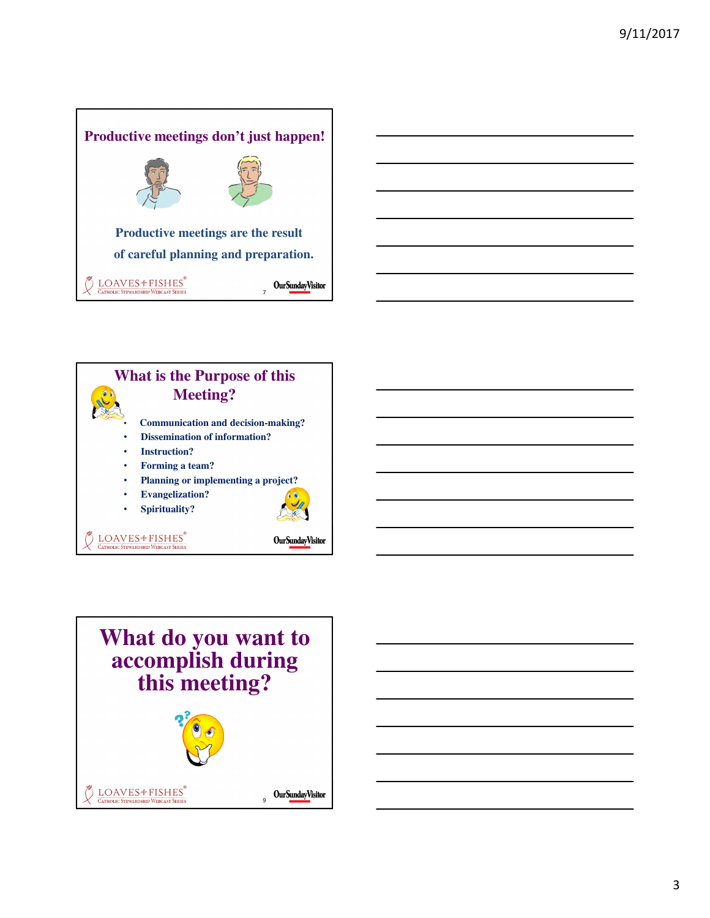## Productive meetings don't just happen!

Productive meetings are the result of careful planning and preparation.

LOAVES+FISHES®
Catholic Stewardship Webcast Series

OurSundayVisitor

## What is the Purpose of this Meeting?

- Communication and decision-making?
- Dissemination of information?
- Instruction?
- Forming a team?
- Planning or implementing a project?
- Evangelization?
- Spirituality?

LOAVES+FISHES®
Catholic Stewardship Webcast Series

OurSundayVisitor

## What do you want to accomplish during this meeting?

LOAVES+FISHES®
Catholic Stewardship Webcast Series

OurSundayVisitor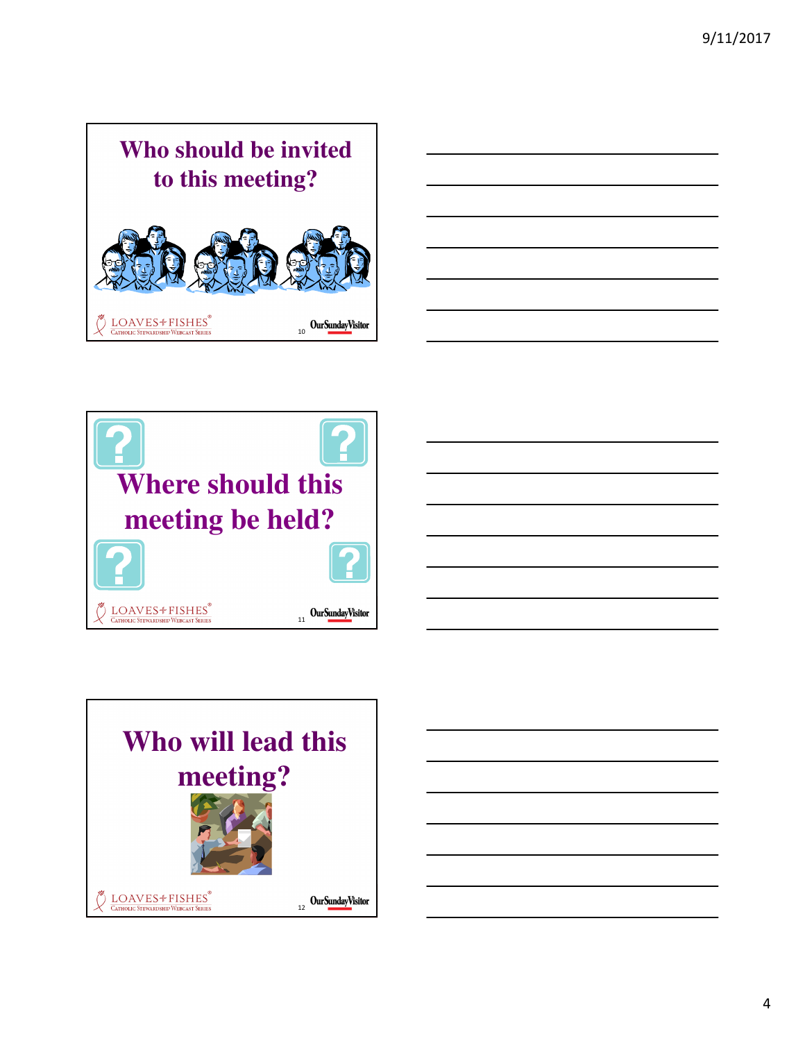## Who should be invited to this meeting?

LOAVES+FISHES® Catholic Stewardship Webcast Series

OurSundayVisitor

---

## Where should this meeting be held?

LOAVES+FISHES® Catholic Stewardship Webcast Series

OurSundayVisitor

---

## Who will lead this meeting?

LOAVES+FISHES® Catholic Stewardship Webcast Series

OurSundayVisitor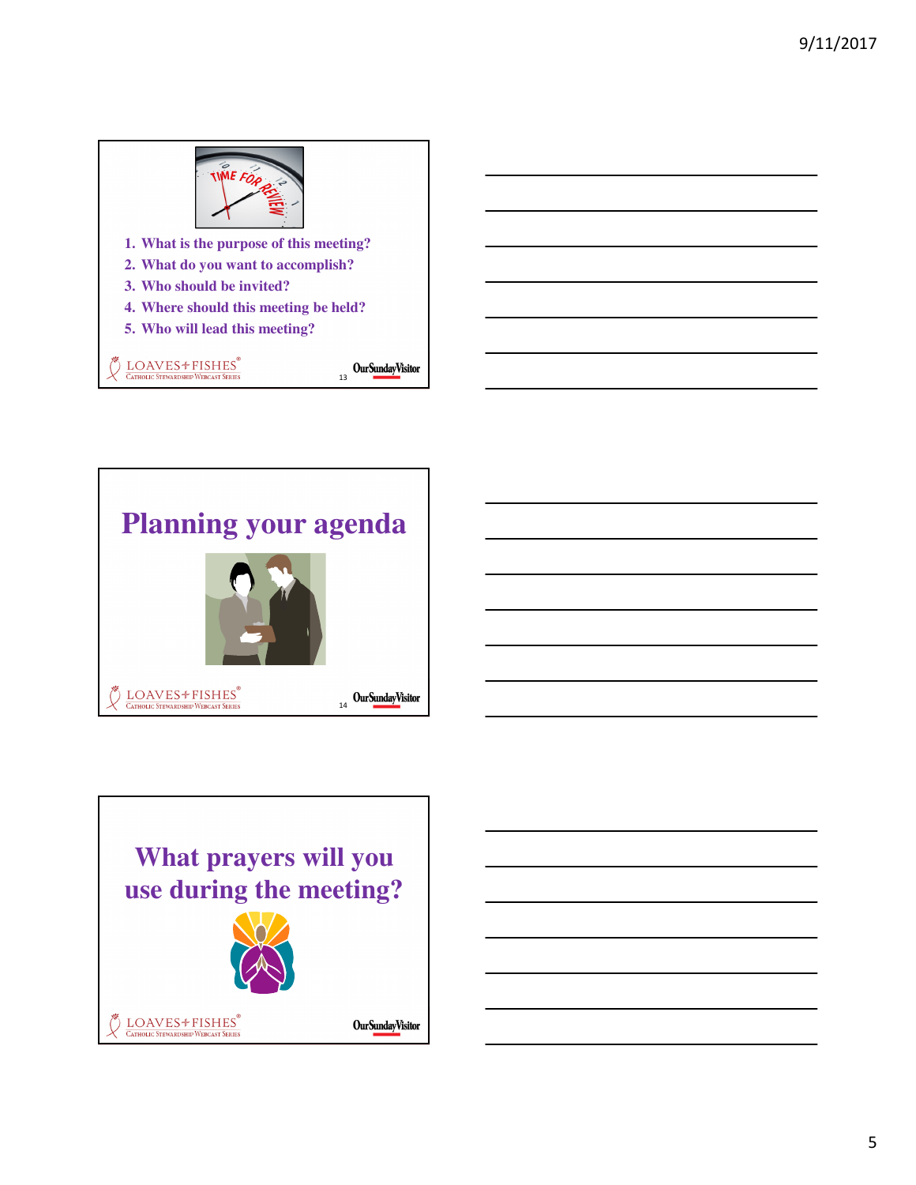1. What is the purpose of this meeting?
2. What do you want to accomplish?
3. Who should be invited?
4. Where should this meeting be held?
5. Who will lead this meeting?

# Planning your agenda

# What prayers will you use during the meeting?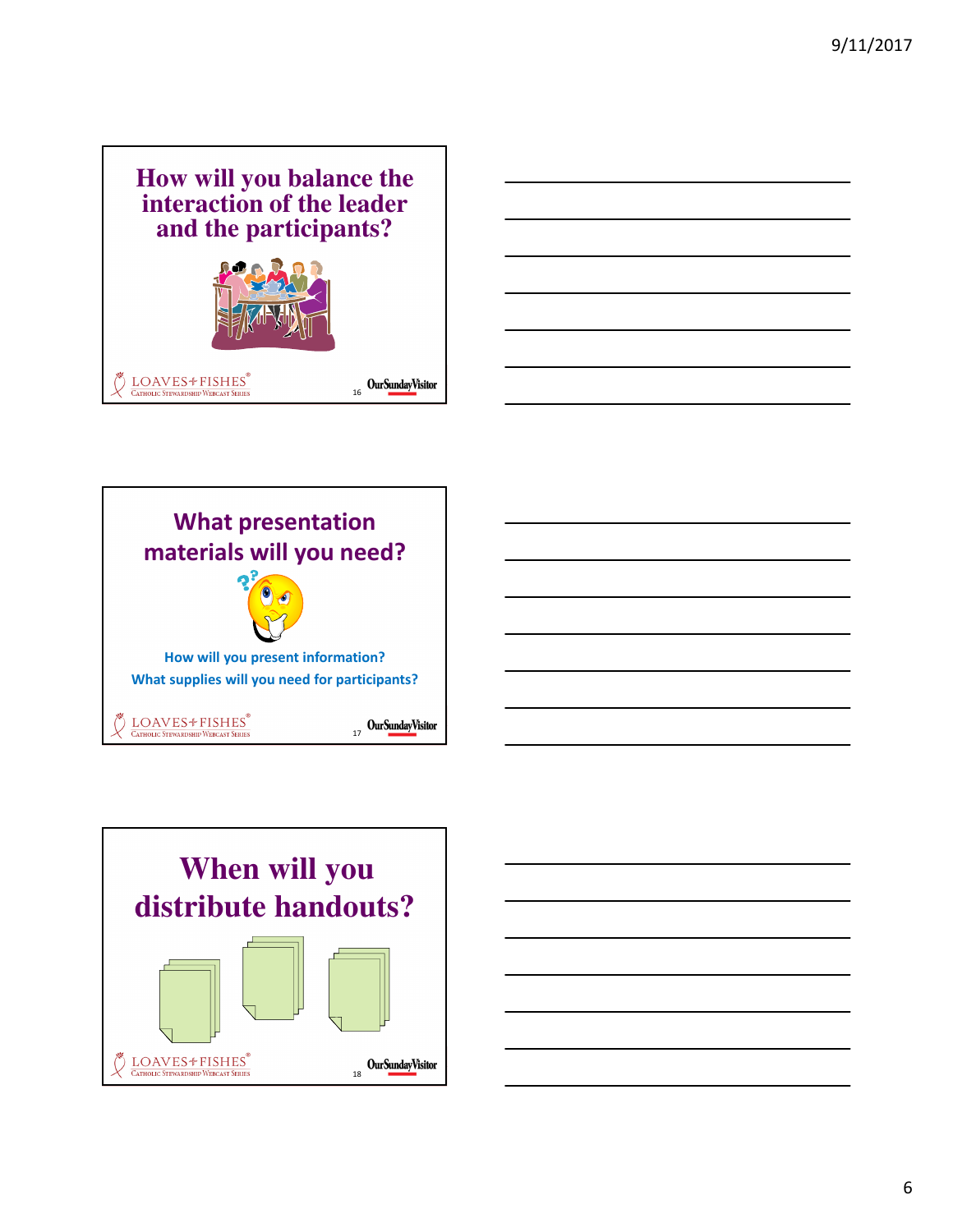## How will you balance the interaction of the leader and the participants?

## What presentation materials will you need?

**How will you present information?**
**What supplies will you need for participants?**

## When will you distribute handouts?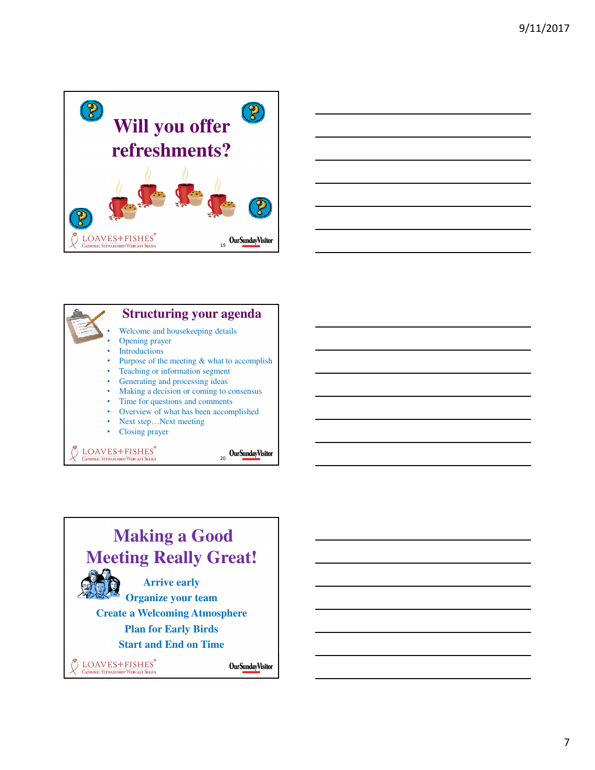# Will you offer refreshments?

## Structuring your agenda

- Welcome and housekeeping details
- Opening prayer
- Introductions
- Purpose of the meeting & what to accomplish
- Teaching or information segment
- Generating and processing ideas
- Making a decision or coming to consensus
- Time for questions and comments
- Overview of what has been accomplished
- Next step…Next meeting
- Closing prayer

# Making a Good Meeting Really Great!

**Arrive early**

**Organize your team**

**Create a Welcoming Atmosphere**

**Plan for Early Birds**

**Start and End on Time**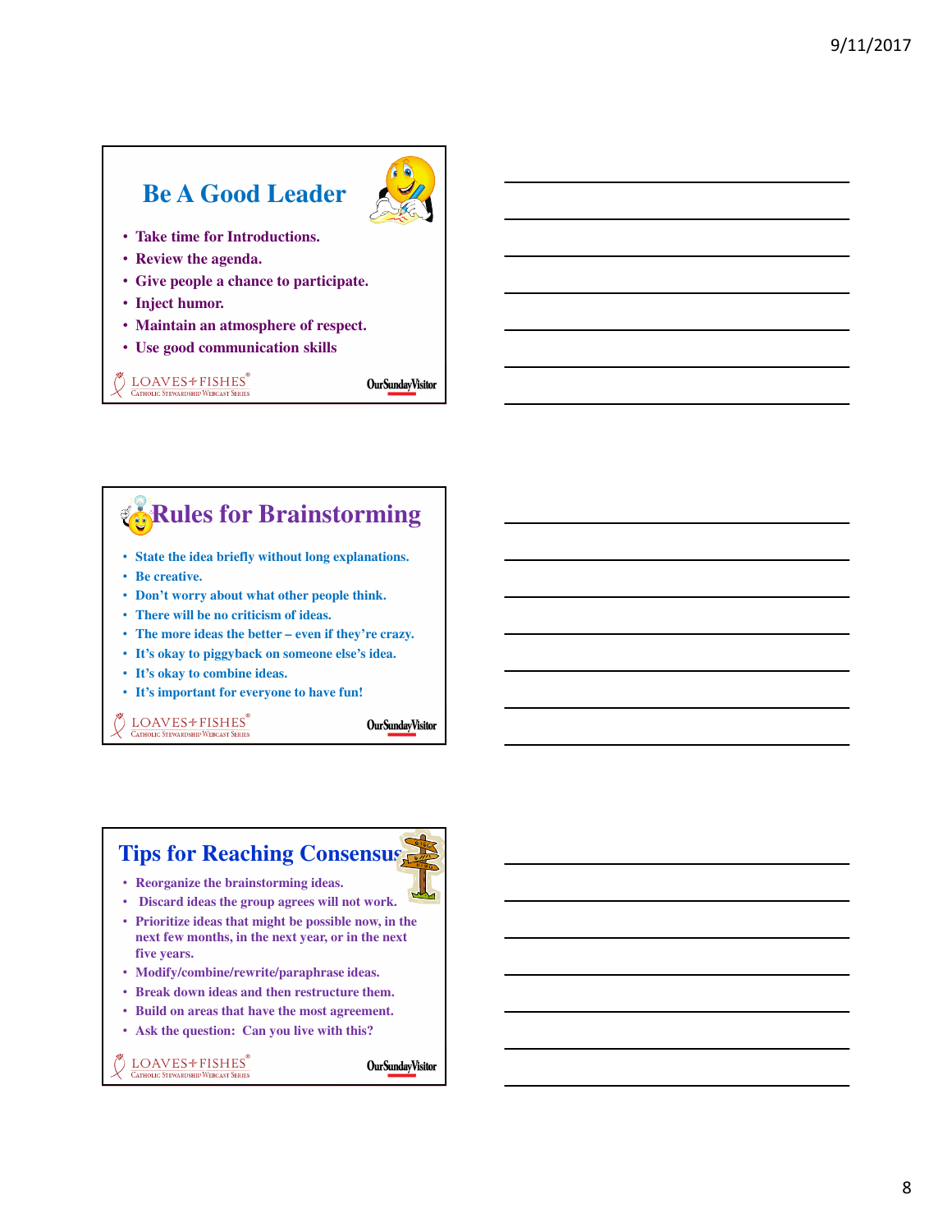## Be A Good Leader

- Take time for Introductions.
- Review the agenda.
- Give people a chance to participate.
- Inject humor.
- Maintain an atmosphere of respect.
- Use good communication skills

LOAVES+FISHES®
Catholic Stewardship Webcast Series

OurSundayVisitor

## Rules for Brainstorming

- State the idea briefly without long explanations.
- Be creative.
- Don't worry about what other people think.
- There will be no criticism of ideas.
- The more ideas the better – even if they're crazy.
- It's okay to piggyback on someone else's idea.
- It's okay to combine ideas.
- It's important for everyone to have fun!

LOAVES+FISHES®
Catholic Stewardship Webcast Series

OurSundayVisitor

## Tips for Reaching Consensus

- Reorganize the brainstorming ideas.
- Discard ideas the group agrees will not work.
- Prioritize ideas that might be possible now, in the next few months, in the next year, or in the next five years.
- Modify/combine/rewrite/paraphrase ideas.
- Break down ideas and then restructure them.
- Build on areas that have the most agreement.
- Ask the question: Can you live with this?

LOAVES+FISHES®
Catholic Stewardship Webcast Series

OurSundayVisitor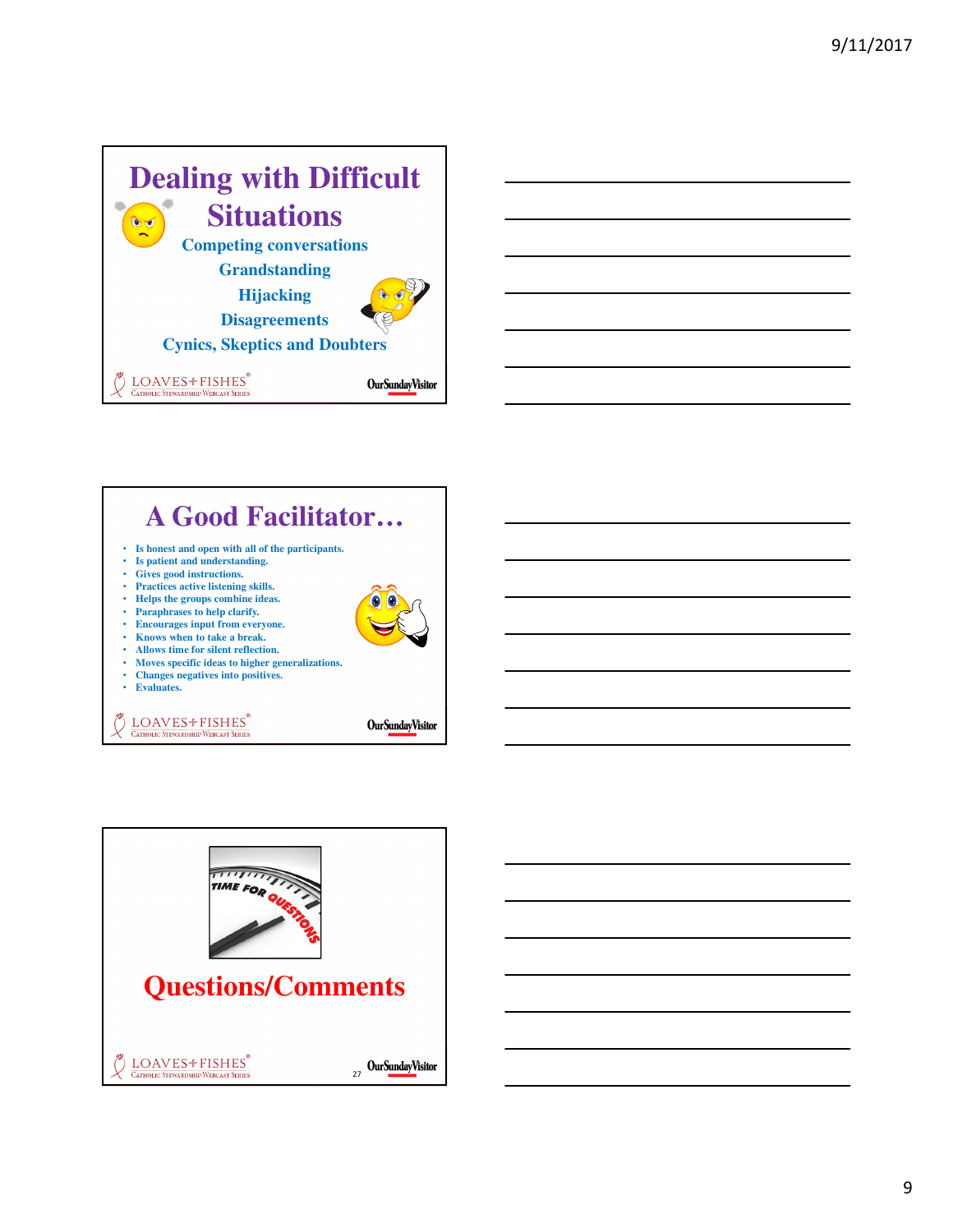# Dealing with Difficult Situations

Competing conversations

Grandstanding

Hijacking

Disagreements

Cynics, Skeptics and Doubters

LOAVES+FISHES®
Catholic Stewardship Webcast Series

OurSundayVisitor

# A Good Facilitator…

- Is honest and open with all of the participants.
- Is patient and understanding.
- Gives good instructions.
- Practices active listening skills.
- Helps the groups combine ideas.
- Paraphrases to help clarify.
- Encourages input from everyone.
- Knows when to take a break.
- Allows time for silent reflection.
- Moves specific ideas to higher generalizations.
- Changes negatives into positives.
- Evaluates.

LOAVES+FISHES®
Catholic Stewardship Webcast Series

OurSundayVisitor

TIME FOR QUESTIONS

# Questions/Comments

LOAVES+FISHES®
Catholic Stewardship Webcast Series

27

OurSundayVisitor